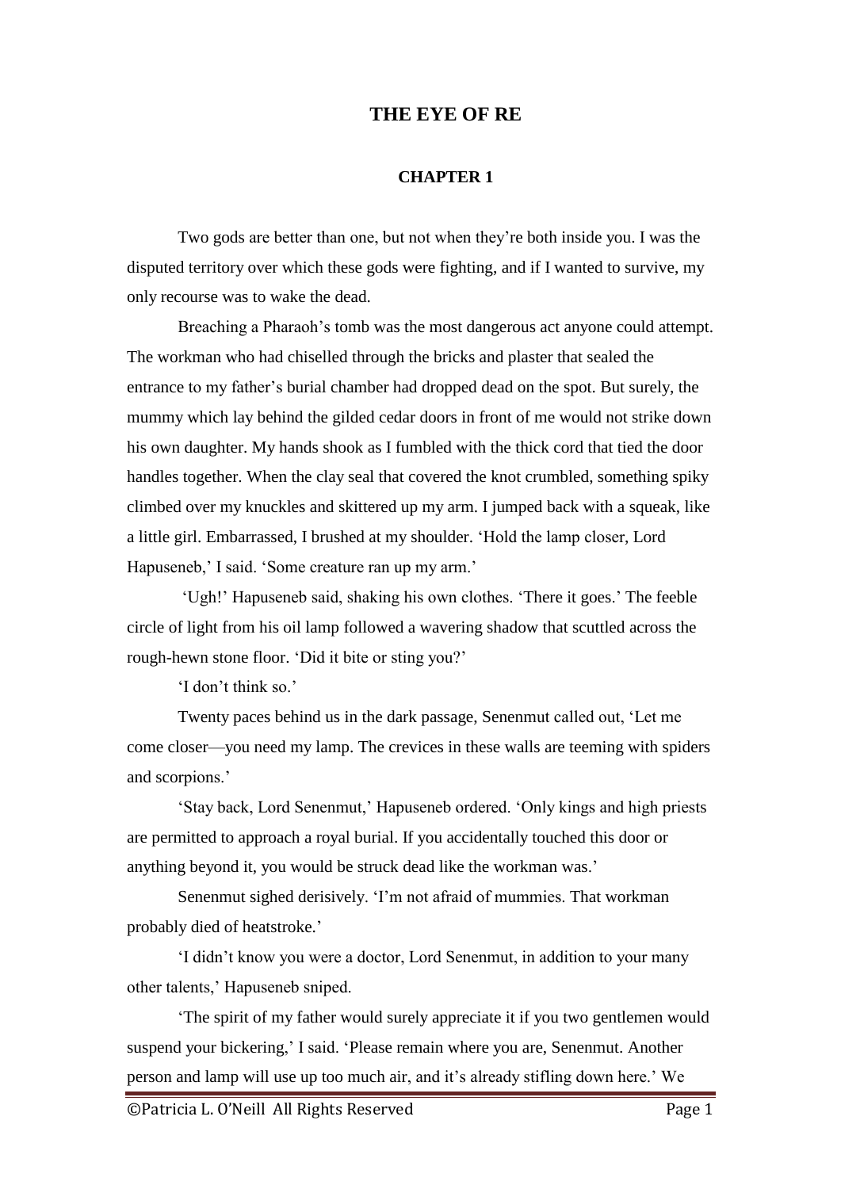# THE EYE OF RE

## CHAPTER 1

Two gods are better than one, but not when they're both inside you. I was the disputed territory over which these gods were fighting, and if I wanted to survive, my only recourse was to wake the dead.

Breaching a Pharaoh's tomb was the most dangerous act anyone could attempt. The workman who had chiselled through the bricks and plaster that sealed the entrance to my father's burial chamber had dropped dead on the spot. But surely, the mummy which lay behind the gilded cedar doors in front of me would not strike down his own daughter. My hands shook as I fumbled with the thick cord that tied the door handles together. When the clay seal that covered the knot crumbled, something spiky climbed over my knuckles and skittered up my arm. I jumped back with a squeak, like a little girl. Embarrassed, I brushed at my shoulder. 'Hold the lamp closer, Lord Hapuseneb,' I said. 'Some creature ran up my arm.'

'Ugh!' Hapuseneb said, shaking his own clothes. 'There it goes.' The feeble circle of light from his oil lamp followed a wavering shadow that scuttled across the rough-hewn stone floor. 'Did it bite or sting you?'

'I don't think so.'

Twenty paces behind us in the dark passage, Senenmut called out, 'Let me come closer—you need my lamp. The crevices in these walls are teeming with spiders and scorpions.'

'Stay back, Lord Senenmut,' Hapuseneb ordered. 'Only kings and high priests are permitted to approach a royal burial. If you accidentally touched this door or anything beyond it, you would be struck dead like the workman was.'

Senenmut sighed derisively. 'I'm not afraid of mummies. That workman probably died of heatstroke.'

'I didn't know you were a doctor, Lord Senenmut, in addition to your many other talents,' Hapuseneb sniped.

'The spirit of my father would surely appreciate it if you two gentlemen would suspend your bickering,' I said. 'Please remain where you are, Senenmut. Another person and lamp will use up too much air, and it's already stifling down here.' We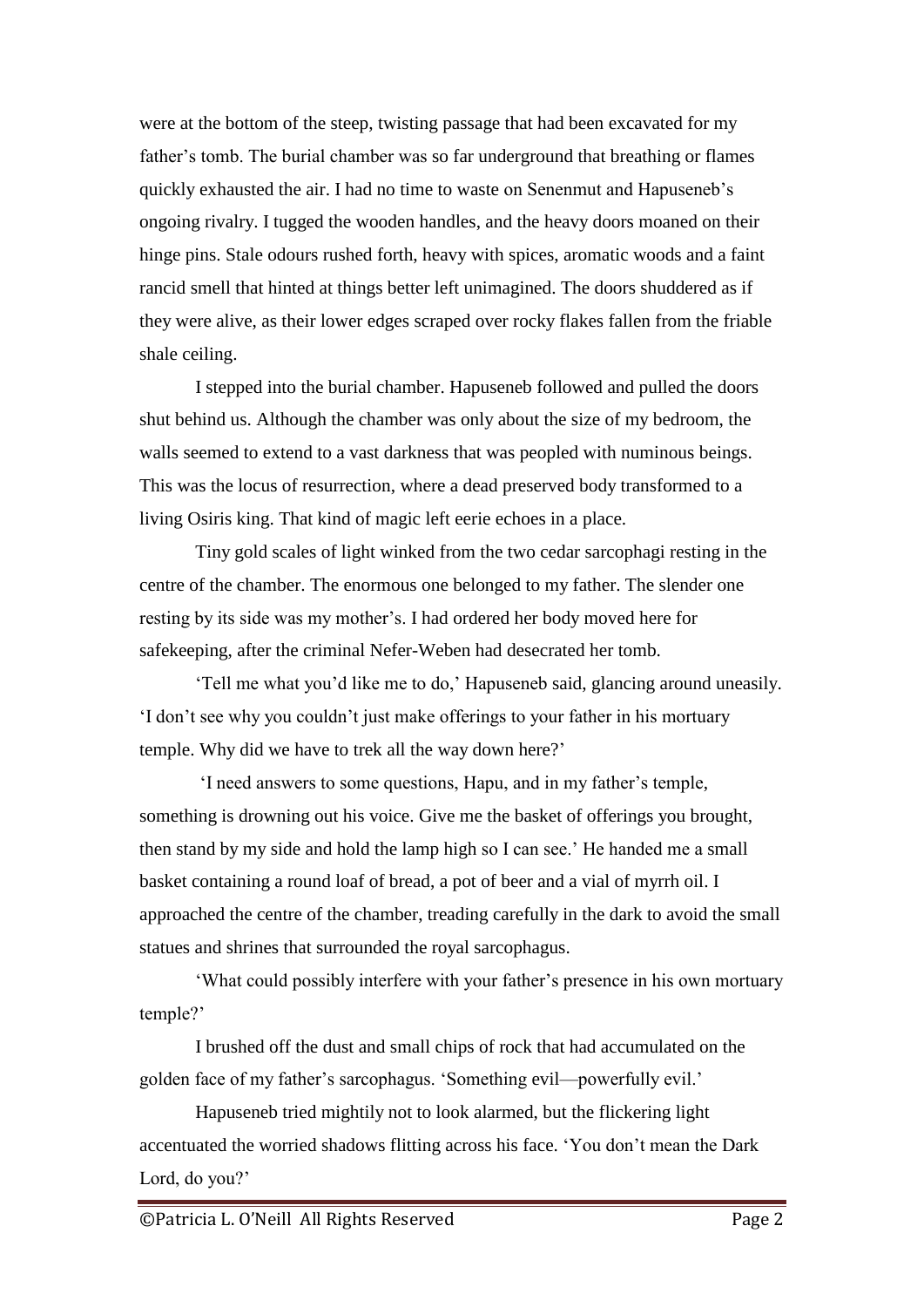were at the bottom of the steep, twisting passage that had been excavated for my father's tomb. The burial chamber was so far underground that breathing or flames quickly exhausted the air. I had no time to waste on Senenmut and Hapuseneb's ongoing rivalry. I tugged the wooden handles, and the heavy doors moaned on their hinge pins. Stale odours rushed forth, heavy with spices, aromatic woods and a faint rancid smell that hinted at things better left unimagined. The doors shuddered as if they were alive, as their lower edges scraped over rocky flakes fallen from the friable shale ceiling.

I stepped into the burial chamber. Hapuseneb followed and pulled the doors shut behind us. Although the chamber was only about the size of my bedroom, the walls seemed to extend to a vast darkness that was peopled with numinous beings. This was the locus of resurrection, where a dead preserved body transformed to a living Osiris king. That kind of magic left eerie echoes in a place.

Tiny gold scales of light winked from the two cedar sarcophagi resting in the centre of the chamber. The enormous one belonged to my father. The slender one resting by its side was my mother's. I had ordered her body moved here for safekeeping, after the criminal Nefer-Weben had desecrated her tomb.

'Tell me what you'd like me to do,' Hapuseneb said, glancing around uneasily. 'I don't see why you couldn't just make offerings to your father in his mortuary temple. Why did we have to trek all the way down here?'

'I need answers to some questions, Hapu, and in my father's temple, something is drowning out his voice. Give me the basket of offerings you brought, then stand by my side and hold the lamp high so I can see.' He handed me a small basket containing a round loaf of bread, a pot of beer and a vial of myrrh oil. I approached the centre of the chamber, treading carefully in the dark to avoid the small statues and shrines that surrounded the royal sarcophagus.

'What could possibly interfere with your father's presence in his own mortuary temple?'

I brushed off the dust and small chips of rock that had accumulated on the golden face of my father's sarcophagus. 'Something evil—powerfully evil.'

Hapuseneb tried mightily not to look alarmed, but the flickering light accentuated the worried shadows flitting across his face. 'You don't mean the Dark Lord, do you?'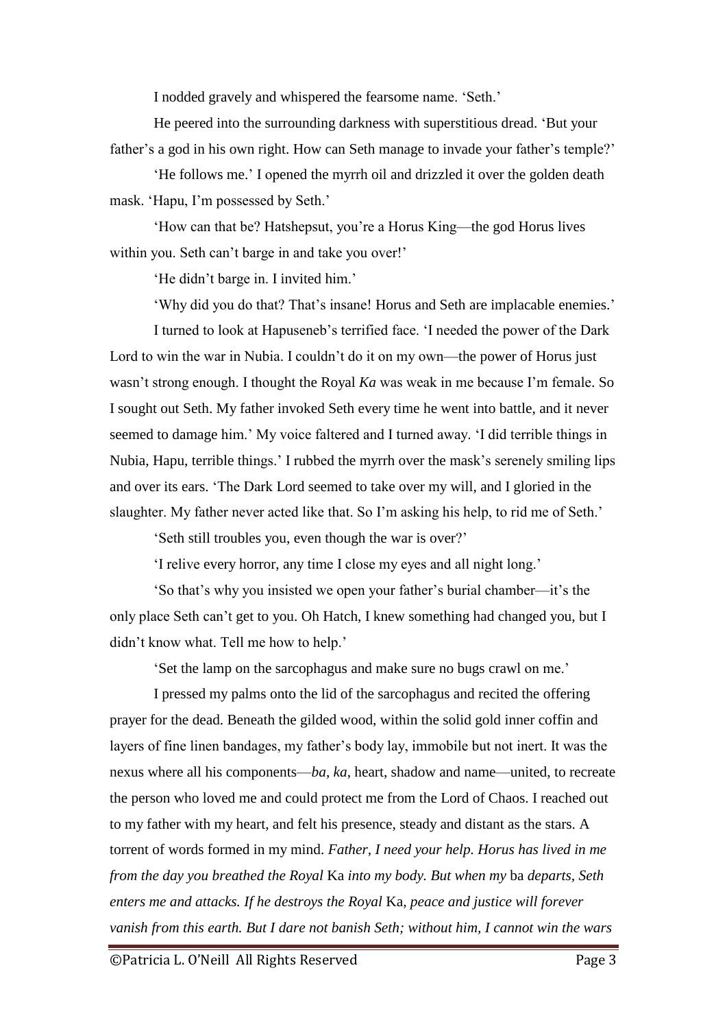I nodded gravely and whispered the fearsome name. 'Seth.'

He peered into the surrounding darkness with superstitious dread. 'But your father's a god in his own right. How can Seth manage to invade your father's temple?'

'He follows me.' I opened the myrrh oil and drizzled it over the golden death mask. 'Hapu, I'm possessed by Seth.'

'How can that be? Hatshepsut, you're a Horus King—the god Horus lives within you. Seth can't barge in and take you over!'

'He didn't barge in. I invited him.'

'Why did you do that? That's insane! Horus and Seth are implacable enemies.'

I turned to look at Hapuseneb's terrified face. 'I needed the power of the Dark Lord to win the war in Nubia. I couldn't do it on my own—the power of Horus just wasn't strong enough. I thought the Royal *Ka* was weak in me because I'm female. So I sought out Seth. My father invoked Seth every time he went into battle, and it never seemed to damage him.' My voice faltered and I turned away. 'I did terrible things in Nubia, Hapu, terrible things.' I rubbed the myrrh over the mask's serenely smiling lips and over its ears. 'The Dark Lord seemed to take over my will, and I gloried in the slaughter. My father never acted like that. So I'm asking his help, to rid me of Seth.'

'Seth still troubles you, even though the war is over?'

'I relive every horror, any time I close my eyes and all night long.'

'So that's why you insisted we open your father's burial chamber—it's the only place Seth can't get to you. Oh Hatch, I knew something had changed you, but I didn't know what. Tell me how to help.'

'Set the lamp on the sarcophagus and make sure no bugs crawl on me.'

I pressed my palms onto the lid of the sarcophagus and recited the offering prayer for the dead. Beneath the gilded wood, within the solid gold inner coffin and layers of fine linen bandages, my father's body lay, immobile but not inert. It was the nexus where all his components—*ba*, *ka*, heart, shadow and name—united, to recreate the person who loved me and could protect me from the Lord of Chaos. I reached out to my father with my heart, and felt his presence, steady and distant as the stars. A torrent of words formed in my mind. *Father, I need your help. Horus has lived in me from the day you breathed the Royal* Ka *into my body. But when my* ba *departs, Seth enters me and attacks. If he destroys the Royal* Ka*, peace and justice will forever vanish from this earth. But I dare not banish Seth; without him, I cannot win the wars*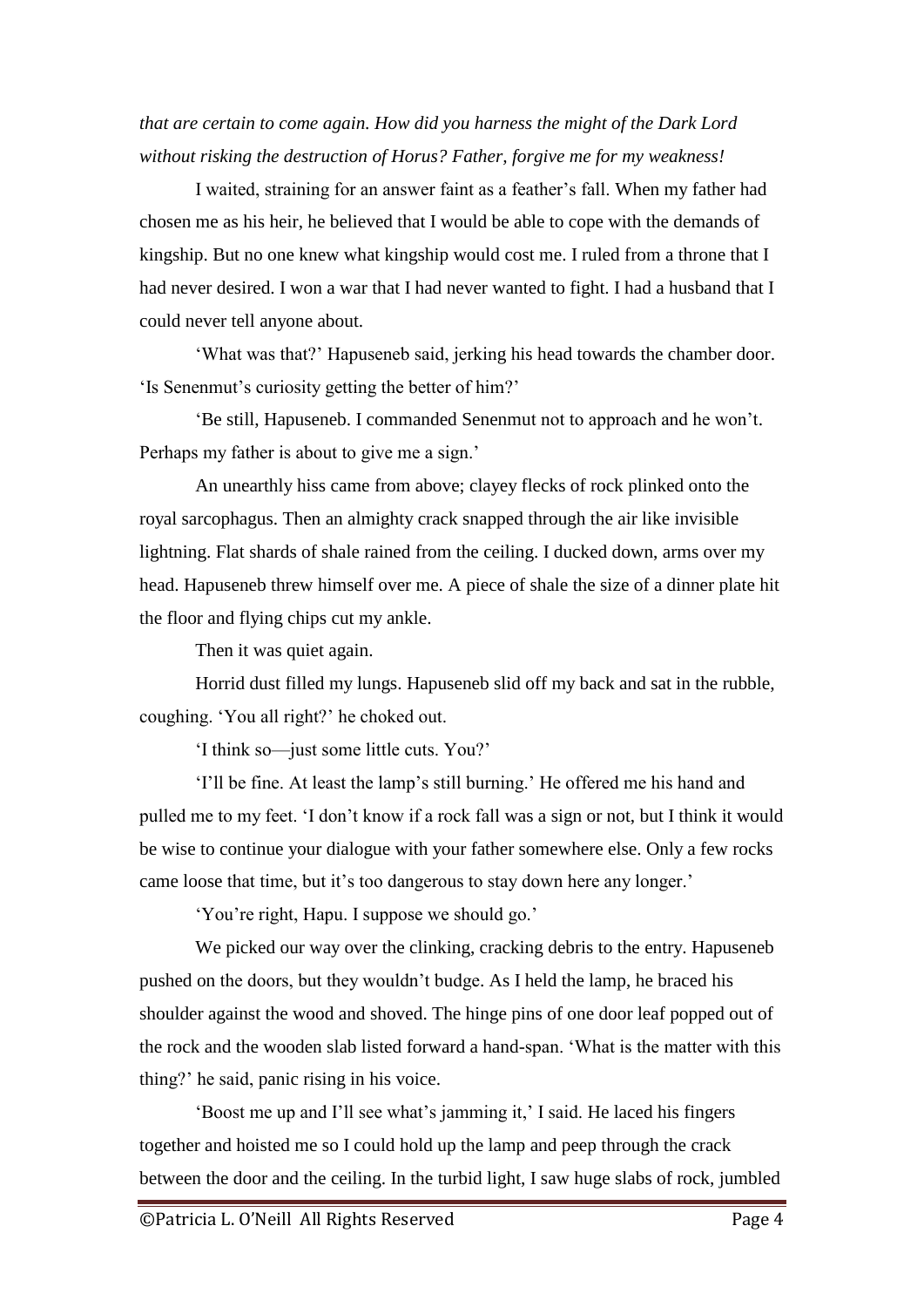*that are certain to come again. How did you harness the might of the Dark Lord without risking the destruction of Horus? Father, forgive me for my weakness!*

I waited, straining for an answer faint as a feather's fall. When my father had chosen me as his heir, he believed that I would be able to cope with the demands of kingship. But no one knew what kingship would cost me. I ruled from a throne that I had never desired. I won a war that I had never wanted to fight. I had a husband that I could never tell anyone about.

'What was that?' Hapuseneb said, jerking his head towards the chamber door. 'Is Senenmut's curiosity getting the better of him?'

'Be still, Hapuseneb. I commanded Senenmut not to approach and he won't. Perhaps my father is about to give me a sign.'

An unearthly hiss came from above; clayey flecks of rock plinked onto the royal sarcophagus. Then an almighty crack snapped through the air like invisible lightning. Flat shards of shale rained from the ceiling. I ducked down, arms over my head. Hapuseneb threw himself over me. A piece of shale the size of a dinner plate hit the floor and flying chips cut my ankle.

Then it was quiet again.

Horrid dust filled my lungs. Hapuseneb slid off my back and sat in the rubble, coughing. 'You all right?' he choked out.

'I think so—just some little cuts. You?'

'I'll be fine. At least the lamp's still burning.' He offered me his hand and pulled me to my feet. 'I don't know if a rock fall was a sign or not, but I think it would be wise to continue your dialogue with your father somewhere else. Only a few rocks came loose that time, but it's too dangerous to stay down here any longer.'

'You're right, Hapu. I suppose we should go.'

We picked our way over the clinking, cracking debris to the entry. Hapuseneb pushed on the doors, but they wouldn't budge. As I held the lamp, he braced his shoulder against the wood and shoved. The hinge pins of one door leaf popped out of the rock and the wooden slab listed forward a hand-span. 'What is the matter with this thing?' he said, panic rising in his voice.

'Boost me up and I'll see what's jamming it,' I said. He laced his fingers together and hoisted me so I could hold up the lamp and peep through the crack between the door and the ceiling. In the turbid light, I saw huge slabs of rock, jumbled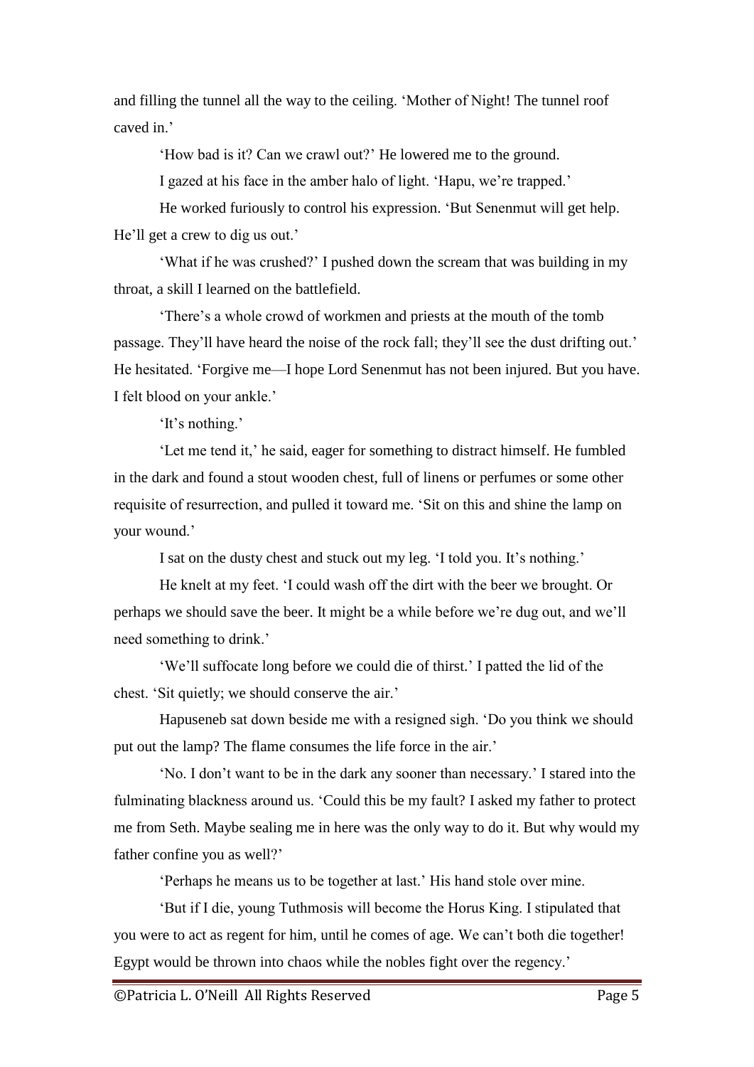and filling the tunnel all the way to the ceiling. 'Mother of Night! The tunnel roof caved in.'

'How bad is it? Can we crawl out?' He lowered me to the ground.

I gazed at his face in the amber halo of light. 'Hapu, we're trapped.'

He worked furiously to control his expression. 'But Senenmut will get help. He'll get a crew to dig us out.'

'What if he was crushed?' I pushed down the scream that was building in my throat, a skill I learned on the battlefield.

'There's a whole crowd of workmen and priests at the mouth of the tomb passage. They'll have heard the noise of the rock fall; they'll see the dust drifting out.' He hesitated. 'Forgive me—I hope Lord Senenmut has not been injured. But you have. I felt blood on your ankle.'

'It's nothing.'

'Let me tend it,' he said, eager for something to distract himself. He fumbled in the dark and found a stout wooden chest, full of linens or perfumes or some other requisite of resurrection, and pulled it toward me. 'Sit on this and shine the lamp on your wound.'

I sat on the dusty chest and stuck out my leg. 'I told you. It's nothing.'

He knelt at my feet. 'I could wash off the dirt with the beer we brought. Or perhaps we should save the beer. It might be a while before we're dug out, and we'll need something to drink.'

'We'll suffocate long before we could die of thirst.' I patted the lid of the chest. 'Sit quietly; we should conserve the air.'

Hapuseneb sat down beside me with a resigned sigh. 'Do you think we should put out the lamp? The flame consumes the life force in the air.'

'No. I don't want to be in the dark any sooner than necessary.' I stared into the fulminating blackness around us. 'Could this be my fault? I asked my father to protect me from Seth. Maybe sealing me in here was the only way to do it. But why would my father confine you as well?'

'Perhaps he means us to be together at last.' His hand stole over mine.

'But if I die, young Tuthmosis will become the Horus King. I stipulated that you were to act as regent for him, until he comes of age. We can't both die together! Egypt would be thrown into chaos while the nobles fight over the regency.'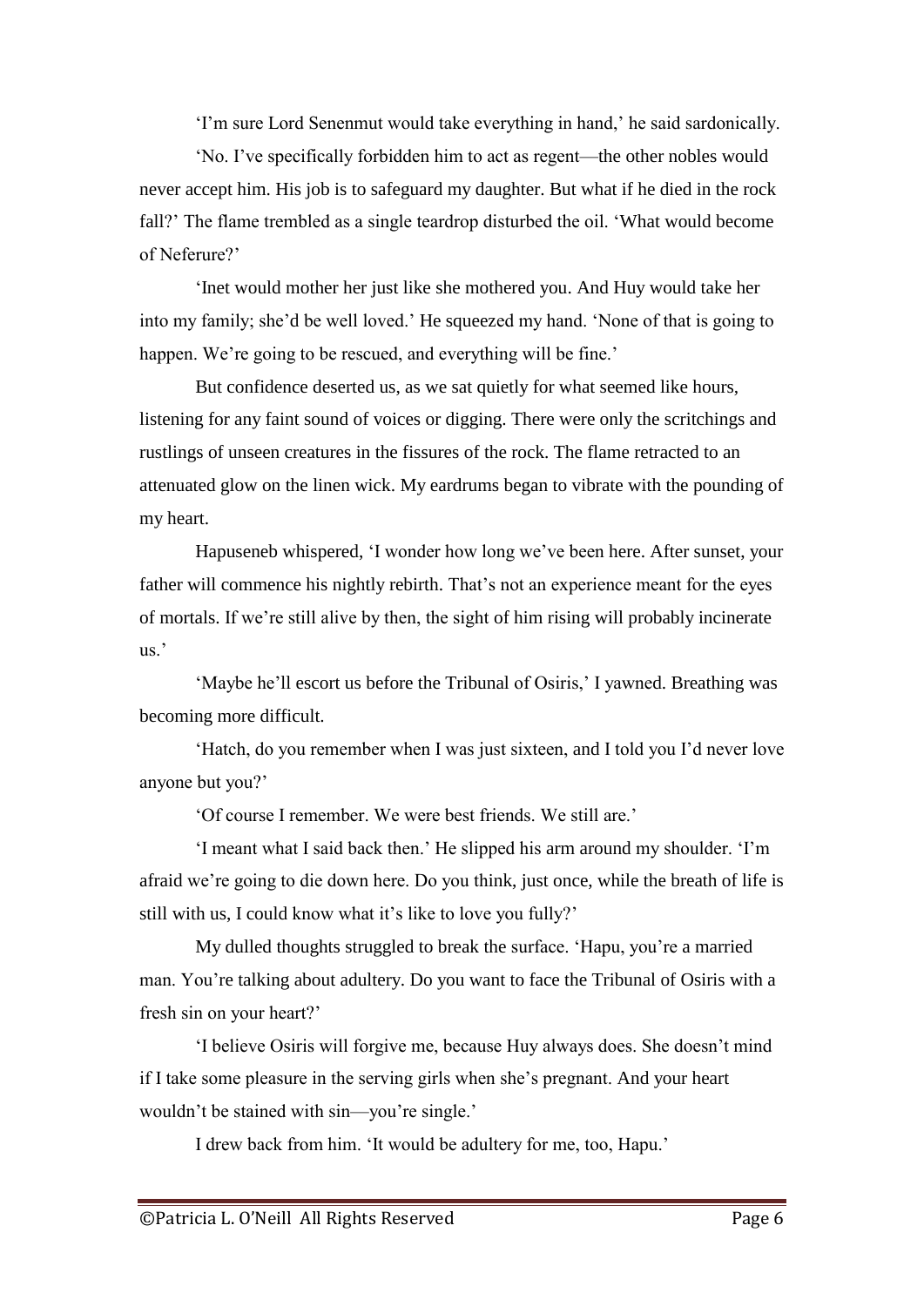'I'm sure Lord Senenmut would take everything in hand,' he said sardonically.

'No. I've specifically forbidden him to act as regent—the other nobles would never accept him. His job is to safeguard my daughter. But what if he died in the rock fall?' The flame trembled as a single teardrop disturbed the oil. 'What would become of Neferure?'

'Inet would mother her just like she mothered you. And Huy would take her into my family; she'd be well loved.' He squeezed my hand. 'None of that is going to happen. We're going to be rescued, and everything will be fine.'

But confidence deserted us, as we sat quietly for what seemed like hours, listening for any faint sound of voices or digging. There were only the scritchings and rustlings of unseen creatures in the fissures of the rock. The flame retracted to an attenuated glow on the linen wick. My eardrums began to vibrate with the pounding of my heart.

Hapuseneb whispered, 'I wonder how long we've been here. After sunset, your father will commence his nightly rebirth. That's not an experience meant for the eyes of mortals. If we're still alive by then, the sight of him rising will probably incinerate us.'

'Maybe he'll escort us before the Tribunal of Osiris,' I yawned. Breathing was becoming more difficult.

'Hatch, do you remember when I was just sixteen, and I told you I'd never love anyone but you?'

'Of course I remember. We were best friends. We still are.'

'I meant what I said back then.' He slipped his arm around my shoulder. 'I'm afraid we're going to die down here. Do you think, just once, while the breath of life is still with us, I could know what it's like to love you fully?'

My dulled thoughts struggled to break the surface. 'Hapu, you're a married man. You're talking about adultery. Do you want to face the Tribunal of Osiris with a fresh sin on your heart?'

'I believe Osiris will forgive me, because Huy always does. She doesn't mind if I take some pleasure in the serving girls when she's pregnant. And your heart wouldn't be stained with sin—you're single.'

I drew back from him. 'It would be adultery for me, too, Hapu.'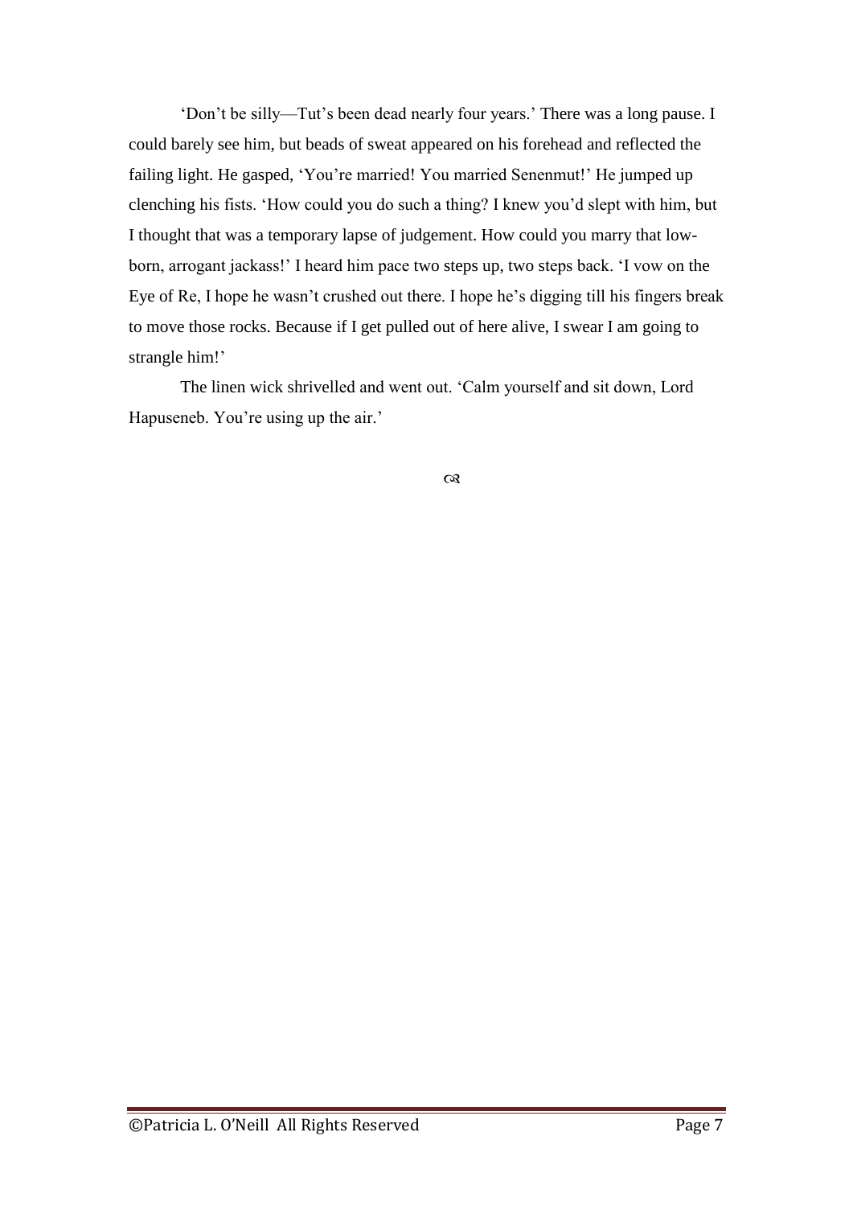'Don't be silly—Tut's been dead nearly four years.' There was a long pause. I could barely see him, but beads of sweat appeared on his forehead and reflected the failing light. He gasped, 'You're married! You married Senenmut!' He jumped up clenching his fists. 'How could you do such a thing? I knew you'd slept with him, but I thought that was a temporary lapse of judgement. How could you marry that low-born, arrogant jackass!' I heard him pace two steps up, two steps back. 'I vow on the Eye of Re, I hope he wasn't crushed out there. I hope he's digging till his fingers break to move those rocks. Because if I get pulled out of here alive, I swear I am going to strangle him!'

The linen wick shrivelled and went out. 'Calm yourself and sit down, Lord Hapuseneb. You're using up the air.'

☙